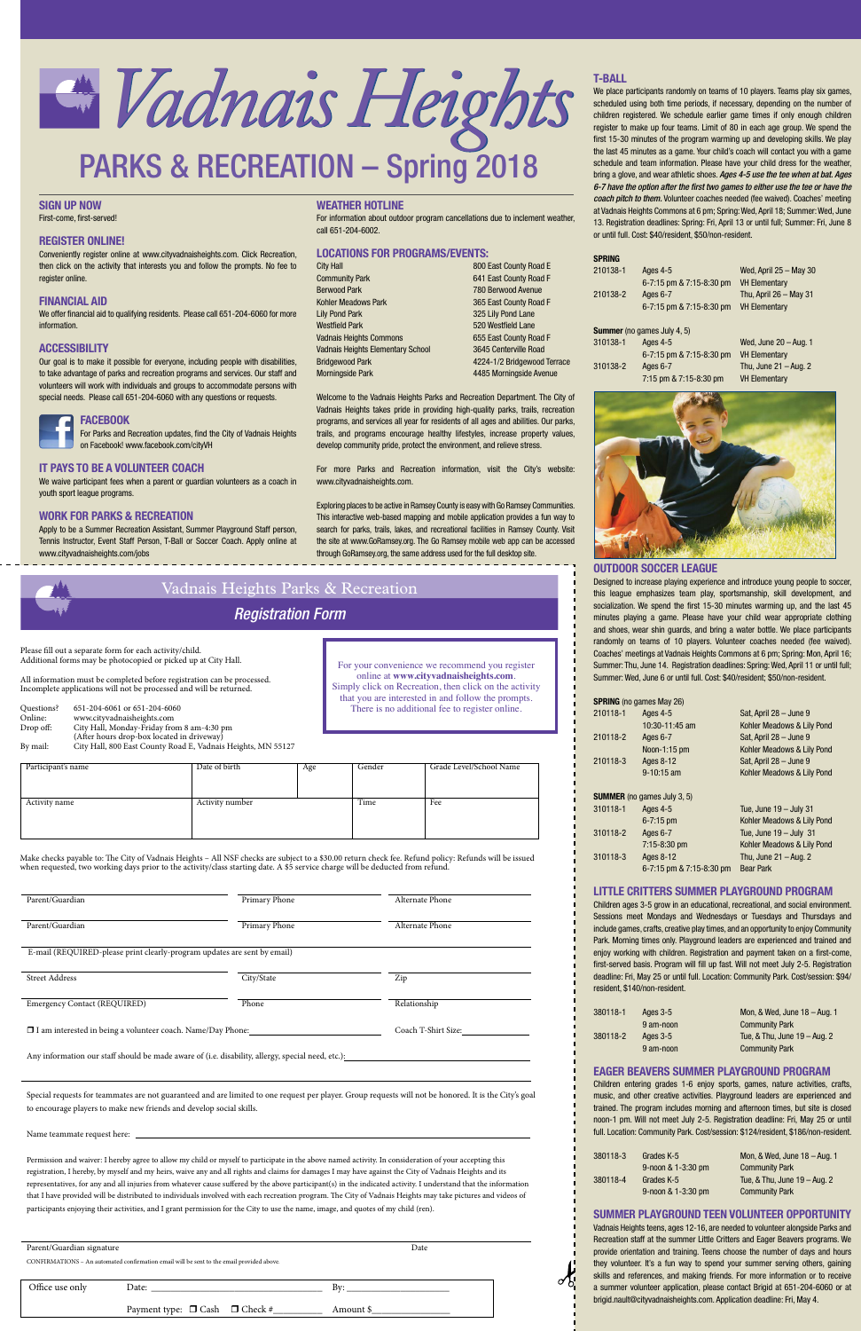# Vadnais Heights

# PARKS & RECREATION – Spring 2018

## SIGN UP NOW

First-come, first-served!

## REGISTER ONLINE!

Conveniently register online at www.cityvadnaisheights.com. Click Recreation, then click on the activity that interests you and follow the prompts. No fee to register online.

## FINANCIAL AID

We offer financial aid to qualifying residents. Please call 651-204-6060 for more information.

## ACCESSIBILITY

Our goal is to make it possible for everyone, including people with disabilities, to take advantage of parks and recreation programs and services. Our staff and volunteers will work with individuals and groups to accommodate persons with special needs. Please call 651-204-6060 with any questions or requests.

## FACEBOOK

For Parks and Recreation updates, find the City of Vadnais Heights on Facebook! www.facebook.com/cityVH

## IT PAYS TO BE A VOLUNTEER COACH

We waive participant fees when a parent or guardian volunteers as a coach in youth sport league programs.

## WORK FOR PARKS & RECREATION

Apply to be a Summer Recreation Assistant, Summer Playground Staff person, Tennis Instructor, Event Staff Person, T-Ball or Soccer Coach. Apply online at www.cityvadnaisheights.com/jobs

## WEATHER HOTLINE

For information about outdoor program cancellations due to inclement weather, call 651-204-6002.

## LOCATIONS FOR PROGRAMS/EVENTS:

| Location | Address |
|---|---|
| City Hall | 800 East County Road E |
| Community Park | 641 East County Road F |
| Berwood Park | 780 Berwood Avenue |
| Kohler Meadows Park | 365 East County Road F |
| Lily Pond Park | 325 Lily Pond Lane |
| Westfield Park | 520 Westfield Lane |
| Vadnais Heights Commons | 655 East County Road F |
| Vadnais Heights Elementary School | 3645 Centerville Road |
| Bridgewood Park | 4224-1/2 Bridgewood Terrace |
| Morningside Park | 4485 Morningside Avenue |

Welcome to the Vadnais Heights Parks and Recreation Department. The City of Vadnais Heights takes pride in providing high-quality parks, trails, recreation programs, and services all year for residents of all ages and abilities. Our parks, trails, and programs encourage healthy lifestyles, increase property values, develop community pride, protect the environment, and relieve stress.

For more Parks and Recreation information, visit the City's website: www.cityvadnaisheights.com.

Exploring places to be active in Ramsey County is easy with Go Ramsey Communities. This interactive web-based mapping and mobile application provides a fun way to search for parks, trails, lakes, and recreational facilities in Ramsey County. Visit the site at www.GoRamsey.org. The Go Ramsey mobile web app can be accessed through GoRamsey.org, the same address used for the full desktop site.

## T-BALL

We place participants randomly on teams of 10 players. Teams play six games, scheduled using both time periods, if necessary, depending on the number of children registered. We schedule earlier game times if only enough children register to make up four teams. Limit of 80 in each age group. We spend the first 15-30 minutes of the program warming up and developing skills. We play the last 45 minutes as a game. Your child's coach will contact you with a game schedule and team information. Please have your child dress for the weather, bring a glove, and wear athletic shoes. ***Ages 4-5 use the tee when at bat. Ages 6-7 have the option after the first two games to either use the tee or have the coach pitch to them.*** Volunteer coaches needed (fee waived). Coaches' meeting at Vadnais Heights Commons at 6 pm; Spring: Wed, April 18; Summer: Wed, June 13. Registration deadlines: Spring: Fri, April 13 or until full; Summer: Fri, June 8 or until full. Cost: $40/resident, $50/non-resident.

**SPRING**

| Activity # | Ages / Time | Dates / Location |
|---|---|---|
| 210138-1 | Ages 4-5<br>6-7:15 pm & 7:15-8:30 pm | Wed, April 25 – May 30<br>VH Elementary |
| 210138-2 | Ages 6-7<br>6-7:15 pm & 7:15-8:30 pm | Thu, April 26 – May 31<br>VH Elementary |

**Summer** (no games July 4, 5)

| Activity # | Ages / Time | Dates / Location |
|---|---|---|
| 310138-1 | Ages 4-5<br>6-7:15 pm & 7:15-8:30 pm | Wed, June 20 – Aug. 1<br>VH Elementary |
| 310138-2 | Ages 6-7<br>7:15 pm & 7:15-8:30 pm | Thu, June 21 – Aug. 2<br>VH Elementary |

## OUTDOOR SOCCER LEAGUE

Designed to increase playing experience and introduce young people to soccer, this league emphasizes team play, sportsmanship, skill development, and socialization. We spend the first 15-30 minutes warming up, and the last 45 minutes playing a game. Please have your child wear appropriate clothing and shoes, wear shin guards, and bring a water bottle. We place participants randomly on teams of 10 players. Volunteer coaches needed (fee waived). Coaches' meetings at Vadnais Heights Commons at 6 pm; Spring: Mon, April 16; Summer: Thu, June 14. Registration deadlines: Spring: Wed, April 11 or until full; Summer: Wed, June 6 or until full. Cost: $40/resident; $50/non-resident.

**SPRING** (no games May 26)

| Activity # | Ages / Time | Dates / Location |
|---|---|---|
| 210118-1 | Ages 4-5<br>10:30-11:45 am | Sat, April 28 – June 9<br>Kohler Meadows & Lily Pond |
| 210118-2 | Ages 6-7<br>Noon-1:15 pm | Sat, April 28 – June 9<br>Kohler Meadows & Lily Pond |
| 210118-3 | Ages 8-12<br>9-10:15 am | Sat, April 28 – June 9<br>Kohler Meadows & Lily Pond |

**SUMMER** (no games July 3, 5)

| Activity # | Ages / Time | Dates / Location |
|---|---|---|
| 310118-1 | Ages 4-5<br>6-7:15 pm | Tue, June 19 – July 31<br>Kohler Meadows & Lily Pond |
| 310118-2 | Ages 6-7<br>7:15-8:30 pm | Tue, June 19 – July 31<br>Kohler Meadows & Lily Pond |
| 310118-3 | Ages 8-12<br>6-7:15 pm & 7:15-8:30 pm | Thu, June 21 – Aug. 2<br>Bear Park |

## LITTLE CRITTERS SUMMER PLAYGROUND PROGRAM

Children ages 3-5 grow in an educational, recreational, and social environment. Sessions meet Mondays and Wednesdays or Tuesdays and Thursdays and include games, crafts, creative play times, and an opportunity to enjoy Community Park. Morning times only. Playground leaders are experienced and trained and enjoy working with children. Registration and payment taken on a first-come, first-served basis. Program will fill up fast. Will not meet July 2-5. Registration deadline: Fri, May 25 or until full. Location: Community Park. Cost/session: $94/resident, $140/non-resident.

| Activity # | Ages / Time | Dates / Location |
|---|---|---|
| 380118-1 | Ages 3-5<br>9 am-noon | Mon, & Wed, June 18 – Aug. 1<br>Community Park |
| 380118-2 | Ages 3-5<br>9 am-noon | Tue, & Thu, June 19 – Aug. 2<br>Community Park |

## EAGER BEAVERS SUMMER PLAYGROUND PROGRAM

Children entering grades 1-6 enjoy sports, games, nature activities, crafts, music, and other creative activities. Playground leaders are experienced and trained. The program includes morning and afternoon times, but site is closed noon-1 pm. Will not meet July 2-5. Registration deadline: Fri, May 25 or until full. Location: Community Park. Cost/session: $124/resident, $186/non-resident.

| Activity # | Grades / Time | Dates / Location |
|---|---|---|
| 380118-3 | Grades K-5<br>9-noon & 1-3:30 pm | Mon, & Wed, June 18 – Aug. 1<br>Community Park |
| 380118-4 | Grades K-5<br>9-noon & 1-3:30 pm | Tue, & Thu, June 19 – Aug. 2<br>Community Park |

## SUMMER PLAYGROUND TEEN VOLUNTEER OPPORTUNITY

Vadnais Heights teens, ages 12-16, are needed to volunteer alongside Parks and Recreation staff at the summer Little Critters and Eager Beavers programs. We provide orientation and training. Teens choose the number of days and hours they volunteer. It's a fun way to spend your summer serving others, gaining skills and references, and making friends. For more information or to receive a summer volunteer application, please contact Brigid at 651-204-6060 or at brigid.nault@cityvadnaisheights.com. Application deadline: Fri, May 4.

---

## Vadnais Heights Parks & Recreation

### Registration Form

Please fill out a separate form for each activity/child.
Additional forms may be photocopied or picked up at City Hall.

All information must be completed before registration can be processed.
Incomplete applications will not be processed and will be returned.

Questions? 651-204-6061 or 651-204-6060
Online: www.cityvadnaisheights.com
Drop off: City Hall, Monday-Friday from 8 am-4:30 pm (After hours drop-box located in driveway)
By mail: City Hall, 800 East County Road E, Vadnais Heights, MN 55127

For your convenience we recommend you register online at **www.cityvadnaisheights.com**. Simply click on Recreation, then click on the activity that you are interested in and follow the prompts. There is no additional fee to register online.

| Participant's name | Date of birth | Age | Gender | Grade Level/School Name |
|---|---|---|---|---|
| | | | | |
| **Activity name** | **Activity number** | | **Time** | **Fee** |
| | | | | |

Make checks payable to: The City of Vadnais Heights – All NSF checks are subject to a $30.00 return check fee. Refund policy: Refunds will be issued when requested, two working days prior to the activity/class starting date. A $5 service charge will be deducted from refund.

Parent/Guardian ______ Primary Phone ______ Alternate Phone ______

Parent/Guardian ______ Primary Phone ______ Alternate Phone ______

E-mail (REQUIRED-please print clearly-program updates are sent by email) ______

Street Address ______ City/State ______ Zip ______

Emergency Contact (REQUIRED) ______ Phone ______ Relationship ______

☐ I am interested in being a volunteer coach. Name/Day Phone: ______ Coach T-Shirt Size: ______

Any information our staff should be made aware of (i.e. disability, allergy, special need, etc.): ______

Special requests for teammates are not guaranteed and are limited to one request per player. Group requests will not be honored. It is the City's goal to encourage players to make new friends and develop social skills.

Name teammate request here: ______

Permission and waiver: I hereby agree to allow my child or myself to participate in the above named activity. In consideration of your accepting this registration, I, hereby, by myself and my heirs, waive any and all rights and claims for damages I may have against the City of Vadnais Heights and its representatives, for any and all injuries from whatever cause suffered by the above participant(s) in the indicated activity. I understand that the information that I have provided will be distributed to individuals involved with each recreation program. The City of Vadnais Heights may take pictures and videos of participants enjoying their activities, and I grant permission for the City to use the name, image, and quotes of my child (rein).

Parent/Guardian signature ______ Date ______

CONFIRMATIONS – An automated confirmation email will be sent to the email provided above.

| Office use only | Date: ______ | By: ______ |
|---|---|---|
| | Payment type: ☐ Cash ☐ Check #______ | Amount $______ |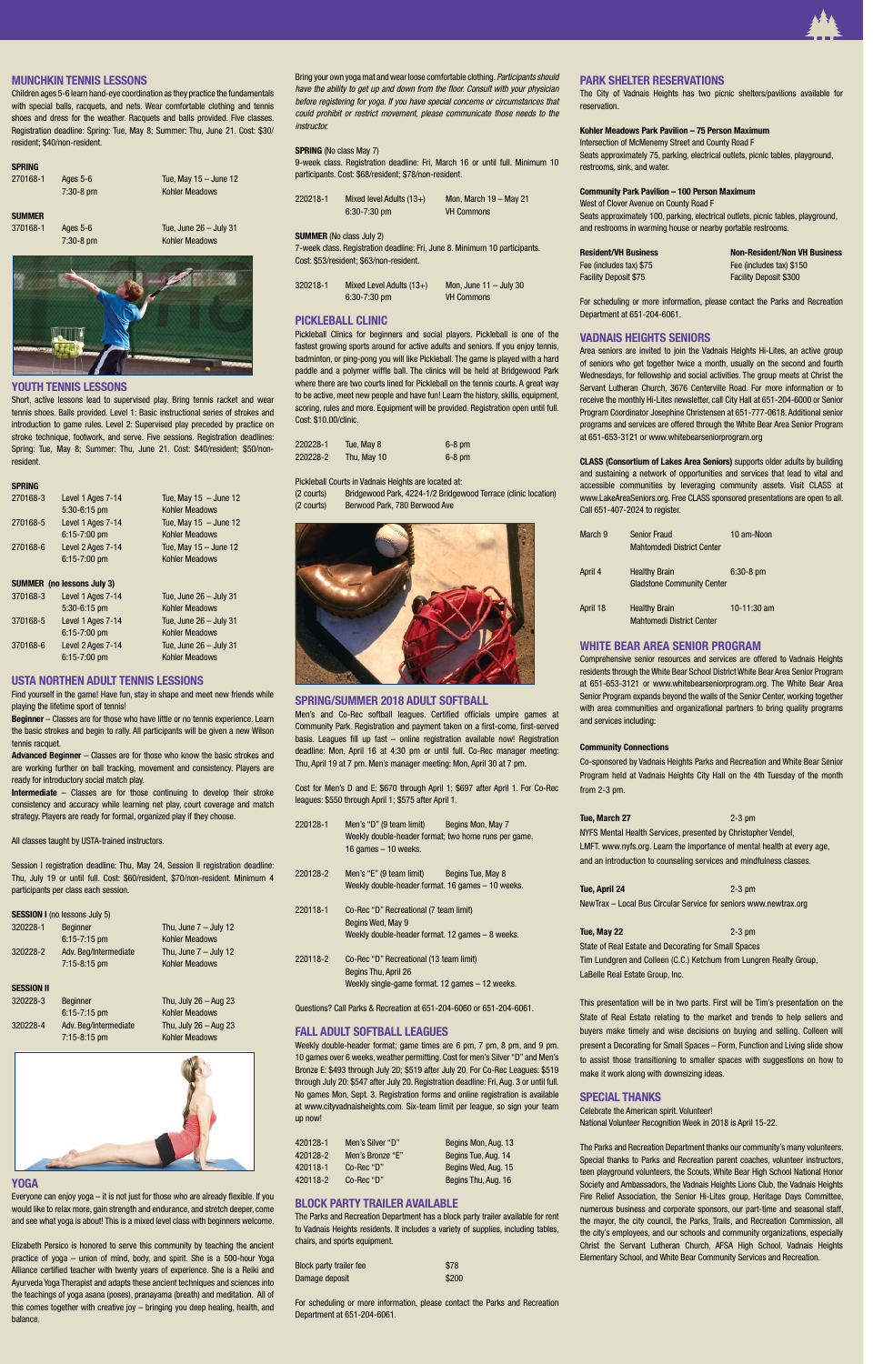## MUNCHKIN TENNIS LESSONS

Children ages 5-6 learn hand-eye coordination as they practice the fundamentals with special balls, racquets, and nets. Wear comfortable clothing and tennis shoes and dress for the weather. Racquets and balls provided. Five classes. Registration deadline: Spring: Tue, May 8; Summer: Thu, June 21. Cost: $30/ resident; $40/non-resident.

**SPRING**

| | | |
|---|---|---|
| 270168-1 | Ages 5-6<br>7:30-8 pm | Tue, May 15 – June 12<br>Kohler Meadows |

**SUMMER**

| | | |
|---|---|---|
| 370168-1 | Ages 5-6<br>7:30-8 pm | Tue, June 26 – July 31<br>Kohler Meadows |

## YOUTH TENNIS LESSONS

Short, active lessons lead to supervised play. Bring tennis racket and wear tennis shoes. Balls provided. Level 1: Basic instructional series of strokes and introduction to game rules. Level 2: Supervised play preceded by practice on stroke technique, footwork, and serve. Five sessions. Registration deadlines: Spring: Tue, May 8; Summer: Thu, June 21. Cost: $40/resident; $50/non-resident.

**SPRING**

| | | |
|---|---|---|
| 270168-3 | Level 1 Ages 7-14<br>5:30-6:15 pm | Tue, May 15 – June 12<br>Kohler Meadows |
| 270168-5 | Level 1 Ages 7-14<br>6:15-7:00 pm | Tue, May 15 – June 12<br>Kohler Meadows |
| 270168-6 | Level 2 Ages 7-14<br>6:15-7:00 pm | Tue, May 15 – June 12<br>Kohler Meadows |

**SUMMER (no lessons July 3)**

| | | |
|---|---|---|
| 370168-3 | Level 1 Ages 7-14<br>5:30-6:15 pm | Tue, June 26 – July 31<br>Kohler Meadows |
| 370168-5 | Level 1 Ages 7-14<br>6:15-7:00 pm | Tue, June 26 – July 31<br>Kohler Meadows |
| 370168-6 | Level 2 Ages 7-14<br>6:15-7:00 pm | Tue, June 26 – July 31<br>Kohler Meadows |

## USTA NORTHEN ADULT TENNIS LESSONS

Find yourself in the game! Have fun, stay in shape and meet new friends while playing the lifetime sport of tennis!

**Beginner** – Classes are for those who have little or no tennis experience. Learn the basic strokes and begin to rally. All participants will be given a new Wilson tennis racquet.

**Advanced Beginner** – Classes are for those who know the basic strokes and are working further on ball tracking, movement and consistency. Players are ready for introductory social match play.

**Intermediate** – Classes are for those continuing to develop their stroke consistency and accuracy while learning net play, court coverage and match strategy. Players are ready for formal, organized play if they choose.

All classes taught by USTA-trained instructors.

Session I registration deadline: Thu, May 24, Session II registration deadline: Thu, July 19 or until full. Cost: $60/resident, $70/non-resident. Minimum 4 participants per class each session.

**SESSION I** (no lessons July 5)

| | | |
|---|---|---|
| 320228-1 | Beginner<br>6:15-7:15 pm | Thu, June 7 – July 12<br>Kohler Meadows |
| 320228-2 | Adv. Beg/Intermediate<br>7:15-8:15 pm | Thu, June 7 – July 12<br>Kohler Meadows |

**SESSION II**

| | | |
|---|---|---|
| 320228-3 | Beginner<br>6:15-7:15 pm | Thu, July 26 – Aug 23<br>Kohler Meadows |
| 320228-4 | Adv. Beg/Intermediate<br>7:15-8:15 pm | Thu, July 26 – Aug 23<br>Kohler Meadows |

## YOGA

Everyone can enjoy yoga – it is not just for those who are already flexible. If you would like to relax more, gain strength and endurance, and stretch deeper, come and see what yoga is about! This is a mixed level class with beginners welcome.

Elizabeth Persico is honored to serve this community by teaching the ancient practice of yoga – union of mind, body, and spirit. She is a 500-hour Yoga Alliance certified teacher with twenty years of experience. She is a Reiki and Ayurveda Yoga Therapist and adapts these ancient techniques and sciences into the teachings of yoga asana (poses), pranayama (breath) and meditation. All of this comes together with creative joy – bringing you deep healing, health, and balance.

Bring your own yoga mat and wear loose comfortable clothing. *Participants should have the ability to get up and down from the floor. Consult with your physician before registering for yoga. If you have special concerns or circumstances that could prohibit or restrict movement, please communicate those needs to the instructor.*

**SPRING** (No class May 7)

9-week class. Registration deadline: Fri, March 16 or until full. Minimum 10 participants. Cost: $68/resident; $78/non-resident.

| | | |
|---|---|---|
| 220218-1 | Mixed level Adults (13+)<br>6:30-7:30 pm | Mon, March 19 – May 21<br>VH Commons |

**SUMMER** (No class July 2)

7-week class. Registration deadline: Fri, June 8. Minimum 10 participants. Cost: $53/resident; $63/non-resident.

| | | |
|---|---|---|
| 320218-1 | Mixed Level Adults (13+)<br>6:30-7:30 pm | Mon, June 11 – July 30<br>VH Commons |

## PICKLEBALL CLINIC

Pickleball Clinics for beginners and social players. Pickleball is one of the fastest growing sports around for active adults and seniors. If you enjoy tennis, badminton, or ping-pong you will like Pickleball. The game is played with a hard paddle and a polymer wiffle ball. The clinics will be held at Bridgewood Park where there are two courts lined for Pickleball on the tennis courts. A great way to be active, meet new people and have fun! Learn the history, skills, equipment, scoring, rules and more. Equipment will be provided. Registration open until full. Cost: $10.00/clinic.

| | | |
|---|---|---|
| 220228-1 | Tue, May 8 | 6-8 pm |
| 220228-2 | Thu, May 10 | 6-8 pm |

Pickleball Courts in Vadnais Heights are located at:

(2 courts) Bridgewood Park, 4224-1/2 Bridgewood Terrace (clinic location)
(2 courts) Berwood Park, 780 Berwood Ave

## SPRING/SUMMER 2018 ADULT SOFTBALL

Men's and Co-Rec softball leagues. Certified officials umpire games at Community Park. Registration and payment taken on a first-come, first-served basis. Leagues fill up fast – online registration available now! Registration deadline: Mon, April 16 at 4:30 pm or until full. Co-Rec manager meeting: Thu, April 19 at 7 pm. Men's manager meeting: Mon, April 30 at 7 pm.

Cost for Men's D and E: $670 through April 1; $697 after April 1. For Co-Rec leagues: $550 through April 1; $575 after April 1.

| | | |
|---|---|---|
| 220128-1 | Men's "D" (9 team limit) | Begins Mon, May 7<br>Weekly double-header format; two home runs per game. 16 games – 10 weeks. |
| 220128-2 | Men's "E" (9 team limit) | Begins Tue, May 8<br>Weekly double-header format. 16 games – 10 weeks. |
| 220118-1 | Co-Rec "D" Recreational (7 team limit) | Begins Wed, May 9<br>Weekly double-header format. 12 games – 8 weeks. |
| 220118-2 | Co-Rec "D" Recreational (13 team limit) | Begins Thu, April 26<br>Weekly single-game format. 12 games – 12 weeks. |

Questions? Call Parks & Recreation at 651-204-6060 or 651-204-6061.

## FALL ADULT SOFTBALL LEAGUES

Weekly double-header format; game times are 6 pm, 7 pm, 8 pm, and 9 pm. 10 games over 6 weeks, weather permitting. Cost for men's Silver "D" and Men's Bronze E: $493 through July 20; $519 after July 20. For Co-Rec Leagues: $519 through July 20: $547 after July 20. Registration deadline: Fri, Aug. 3 or until full. No games Mon, Sept. 3. Registration forms and online registration is available at www.cityvadnaisheights.com. Six-team limit per league, so sign your team up now!

| | | |
|---|---|---|
| 420128-1 | Men's Silver "D" | Begins Mon, Aug. 13 |
| 420128-2 | Men's Bronze "E" | Begins Tue, Aug. 14 |
| 420118-1 | Co-Rec "D" | Begins Wed, Aug. 15 |
| 420118-2 | Co-Rec "D" | Begins Thu, Aug. 16 |

## BLOCK PARTY TRAILER AVAILABLE

The Parks and Recreation Department has a block party trailer available for rent to Vadnais Heights residents. It includes a variety of supplies, including tables, chairs, and sports equipment.

| | |
|---|---|
| Block party trailer fee | $78 |
| Damage deposit | $200 |

For scheduling or more information, please contact the Parks and Recreation Department at 651-204-6061.

## PARK SHELTER RESERVATIONS

The City of Vadnais Heights has two picnic shelters/pavilions available for reservation.

**Kohler Meadows Park Pavilion – 75 Person Maximum**
Intersection of McMenemy Street and County Road F
Seats approximately 75, parking, electrical outlets, picnic tables, playground, restrooms, sink, and water.

**Community Park Pavilion – 100 Person Maximum**
West of Clover Avenue on County Road F
Seats approximately 100, parking, electrical outlets, picnic tables, playground, and restrooms in warming house or nearby portable restrooms.

| Resident/VH Business | Non-Resident/Non VH Business |
|---|---|
| Fee (includes tax) $75 | Fee (includes tax) $150 |
| Facility Deposit $75 | Facility Deposit $300 |

For scheduling or more information, please contact the Parks and Recreation Department at 651-204-6061.

## VADNAIS HEIGHTS SENIORS

Area seniors are invited to join the Vadnais Heights Hi-Lites, an active group of seniors who get together twice a month, usually on the second and fourth Wednesdays, for fellowship and social activities. The group meets at Christ the Servant Lutheran Church, 3676 Centerville Road. For more information or to receive the monthly Hi-Lites newsletter, call City Hall at 651-204-6000 or Senior Program Coordinator Josephine Christensen at 651-777-0618. Additional senior programs and services are offered through the White Bear Area Senior Program at 651-653-3121 or www.whitebearseniorprogram.org

**CLASS (Consortium of Lakes Area Seniors)** supports older adults by building and sustaining a network of opportunities and services that lead to vital and accessible communities by leveraging community assets. Visit CLASS at www.LakeAreaSeniors.org. Free CLASS sponsored presentations are open to all. Call 651-407-2024 to register.

| | | |
|---|---|---|
| March 9 | Senior Fraud<br>Mahtomedi District Center | 10 am-Noon |
| April 4 | Healthy Brain<br>Gladstone Community Center | 6:30-8 pm |
| April 18 | Healthy Brain<br>Mahtomedi District Center | 10-11:30 am |

## WHITE BEAR AREA SENIOR PROGRAM

Comprehensive senior resources and services are offered to Vadnais Heights residents through the White Bear School District White Bear Area Senior Program at 651-653-3121 or www.whitebearseniorprogram.org. The White Bear Area Senior Program expands beyond the walls of the Senior Center, working together with area communities and organizational partners to bring quality programs and services including:

**Community Connections**

Co-sponsored by Vadnais Heights Parks and Recreation and White Bear Senior Program held at Vadnais Heights City Hall on the 4th Tuesday of the month from 2-3 pm.

**Tue, March 27** 2-3 pm

NYFS Mental Health Services, presented by Christopher Vendel, LMFT. www.nyfs.org. Learn the importance of mental health at every age, and an introduction to counseling services and mindfulness classes.

**Tue, April 24** 2-3 pm

NewTrax – Local Bus Circular Service for seniors www.newtrax.org

**Tue, May 22** 2-3 pm

State of Real Estate and Decorating for Small Spaces
Tim Lundgren and Colleen (C.C.) Ketchum from Lungren Realty Group, LaBelle Real Estate Group, Inc.

This presentation will be in two parts. First will be Tim's presentation on the State of Real Estate relating to the market and trends to help sellers and buyers make timely and wise decisions on buying and selling. Colleen will present a Decorating for Small Spaces – Form, Function and Living slide show to assist those transitioning to smaller spaces with suggestions on how to make it work along with downsizing ideas.

## SPECIAL THANKS

Celebrate the American spirit. Volunteer!
National Volunteer Recognition Week in 2018 is April 15-22.

The Parks and Recreation Department thanks our community's many volunteers. Special thanks to Parks and Recreation parent coaches, volunteer instructors, teen playground volunteers, the Scouts, White Bear High School National Honor Society and Ambassadors, the Vadnais Heights Lions Club, the Vadnais Heights Fire Relief Association, the Senior Hi-Lites group, Heritage Days Committee, numerous business and corporate sponsors, our part-time and seasonal staff, the mayor, the city council, the Parks, Trails, and Recreation Commission, all the city's employees, and our schools and community organizations, especially Christ the Servant Lutheran Church, AFSA High School, Vadnais Heights Elementary School, and White Bear Community Services and Recreation.